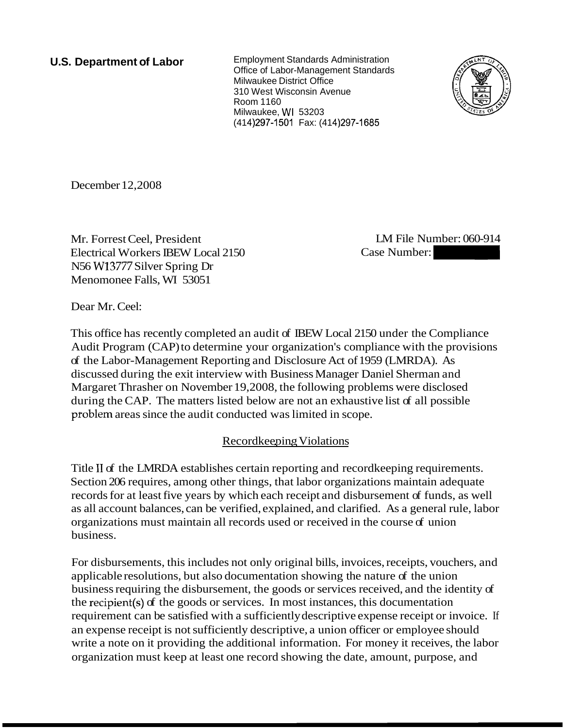**U.S. Department of Labor**

Employment Standards Administration
Office of Labor-Management Standards
Milwaukee District Office
310 West Wisconsin Avenue
Room 1160
Milwaukee, WI 53203
(414)297-1501 Fax: (414)297-1685

December 12,2008

Mr. Forrest Ceel, President
Electrical Workers IBEW Local 2150
N56 W13777 Silver Spring Dr
Menomonee Falls, WI 53051

LM File Number: 060-914
Case Number:

Dear Mr. Ceel:

This office has recently completed an audit of IBEW Local 2150 under the Compliance Audit Program (CAP) to determine your organization's compliance with the provisions of the Labor-Management Reporting and Disclosure Act of 1959 (LMRDA). As discussed during the exit interview with Business Manager Daniel Sherman and Margaret Thrasher on November 19,2008, the following problems were disclosed during the CAP. The matters listed below are not an exhaustive list of all possible problem areas since the audit conducted was limited in scope.

## Recordkeeping Violations

Title II of the LMRDA establishes certain reporting and recordkeeping requirements. Section 206 requires, among other things, that labor organizations maintain adequate records for at least five years by which each receipt and disbursement of funds, as well as all account balances, can be verified, explained, and clarified. As a general rule, labor organizations must maintain all records used or received in the course of union business.

For disbursements, this includes not only original bills, invoices, receipts, vouchers, and applicable resolutions, but also documentation showing the nature of the union business requiring the disbursement, the goods or services received, and the identity of the recipient(s) of the goods or services. In most instances, this documentation requirement can be satisfied with a sufficiently descriptive expense receipt or invoice. If an expense receipt is not sufficiently descriptive, a union officer or employee should write a note on it providing the additional information. For money it receives, the labor organization must keep at least one record showing the date, amount, purpose, and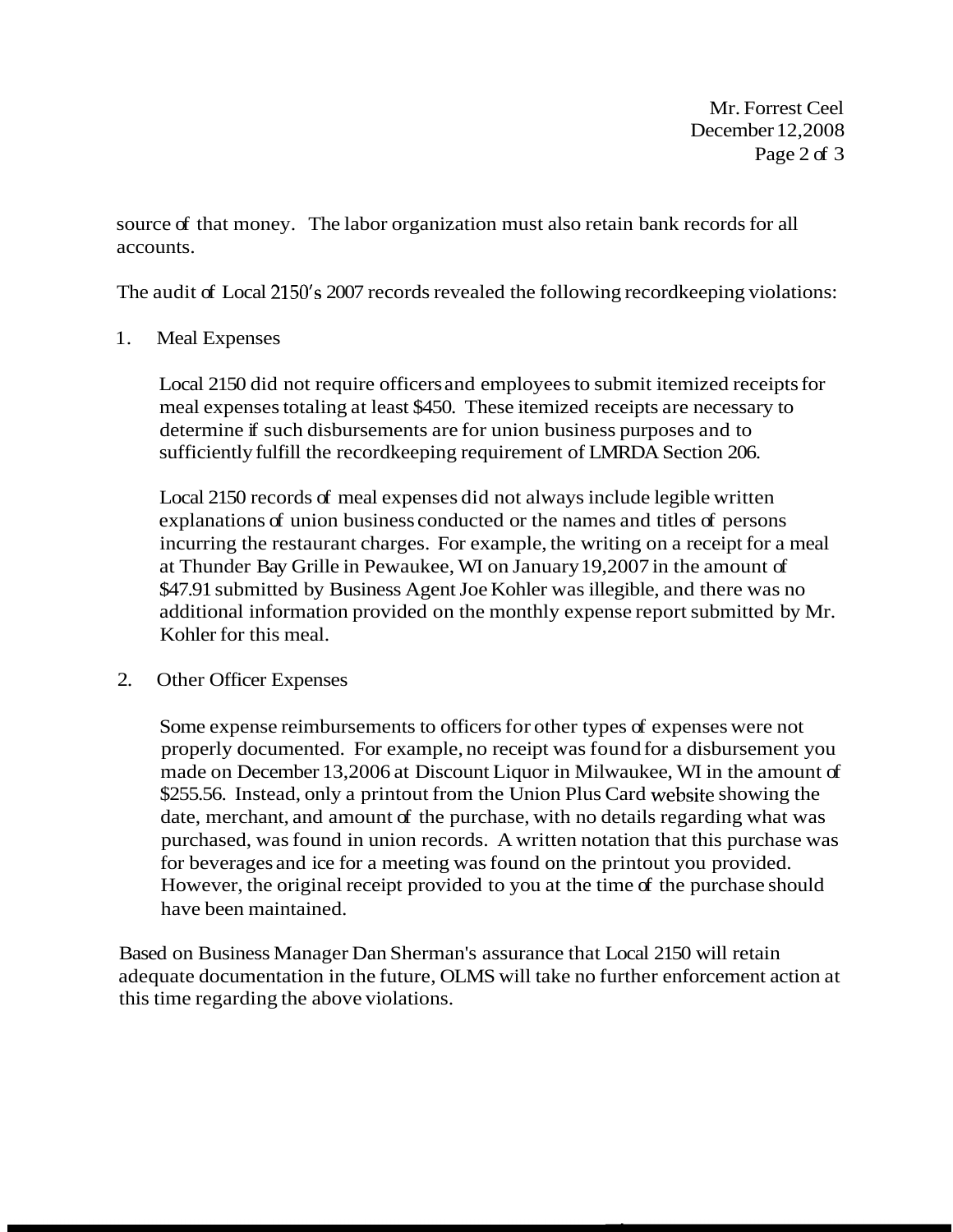source of that money. The labor organization must also retain bank records for all accounts.

The audit of Local 2150's 2007 records revealed the following recordkeeping violations:

1. Meal Expenses

   Local 2150 did not require officers and employees to submit itemized receipts for meal expenses totaling at least $450. These itemized receipts are necessary to determine if such disbursements are for union business purposes and to sufficiently fulfill the recordkeeping requirement of LMRDA Section 206.

   Local 2150 records of meal expenses did not always include legible written explanations of union business conducted or the names and titles of persons incurring the restaurant charges. For example, the writing on a receipt for a meal at Thunder Bay Grille in Pewaukee, WI on January 19,2007 in the amount of $47.91 submitted by Business Agent Joe Kohler was illegible, and there was no additional information provided on the monthly expense report submitted by Mr. Kohler for this meal.

2. Other Officer Expenses

   Some expense reimbursements to officers for other types of expenses were not properly documented. For example, no receipt was found for a disbursement you made on December 13,2006 at Discount Liquor in Milwaukee, WI in the amount of $255.56. Instead, only a printout from the Union Plus Card website showing the date, merchant, and amount of the purchase, with no details regarding what was purchased, was found in union records. A written notation that this purchase was for beverages and ice for a meeting was found on the printout you provided. However, the original receipt provided to you at the time of the purchase should have been maintained.

Based on Business Manager Dan Sherman's assurance that Local 2150 will retain adequate documentation in the future, OLMS will take no further enforcement action at this time regarding the above violations.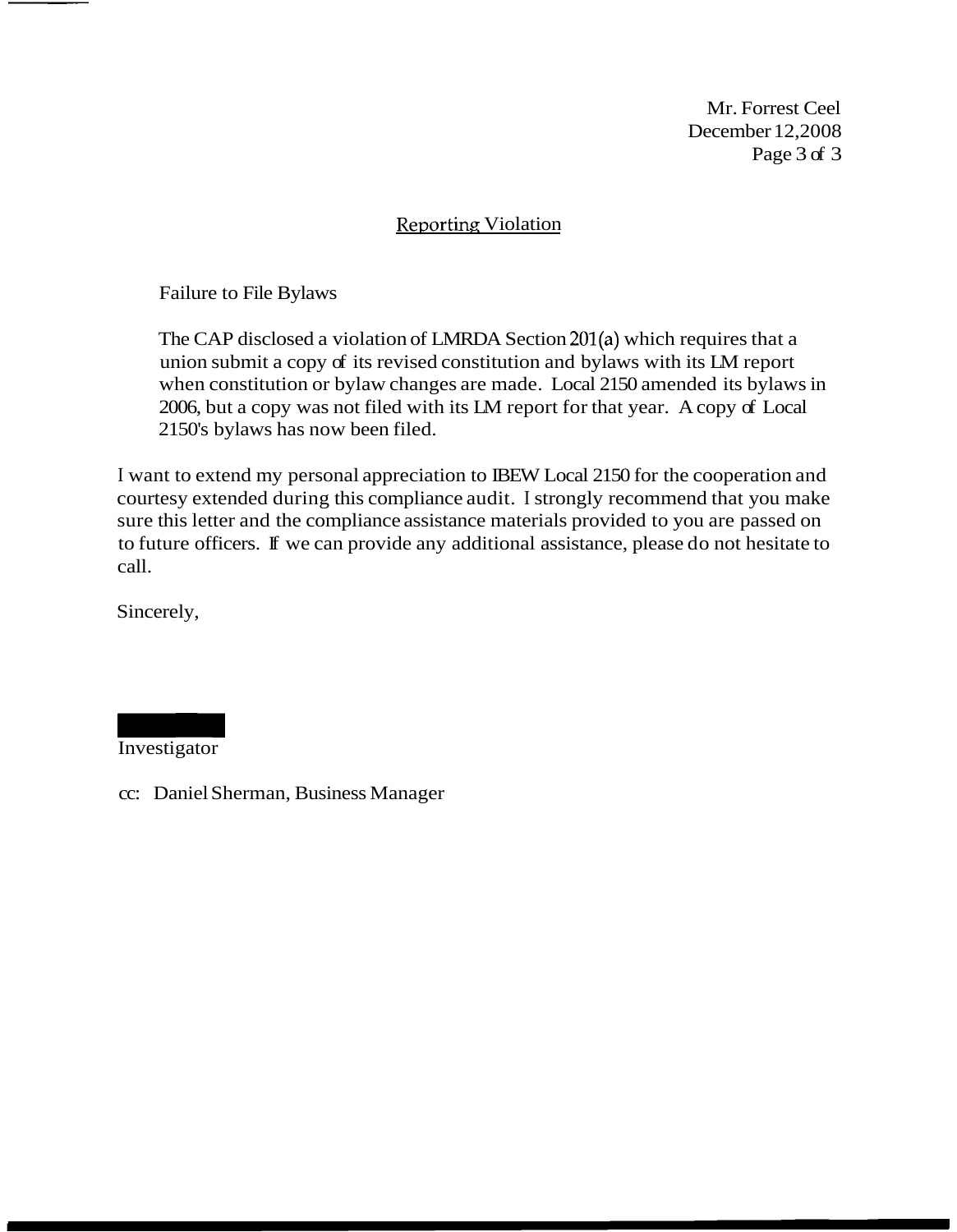## Reporting Violation

Failure to File Bylaws

The CAP disclosed a violation of LMRDA Section 201(a) which requires that a union submit a copy of its revised constitution and bylaws with its LM report when constitution or bylaw changes are made. Local 2150 amended its bylaws in 2006, but a copy was not filed with its LM report for that year. A copy of Local 2150's bylaws has now been filed.

I want to extend my personal appreciation to IBEW Local 2150 for the cooperation and courtesy extended during this compliance audit. I strongly recommend that you make sure this letter and the compliance assistance materials provided to you are passed on to future officers. If we can provide any additional assistance, please do not hesitate to call.

Sincerely,

Investigator

cc: Daniel Sherman, Business Manager